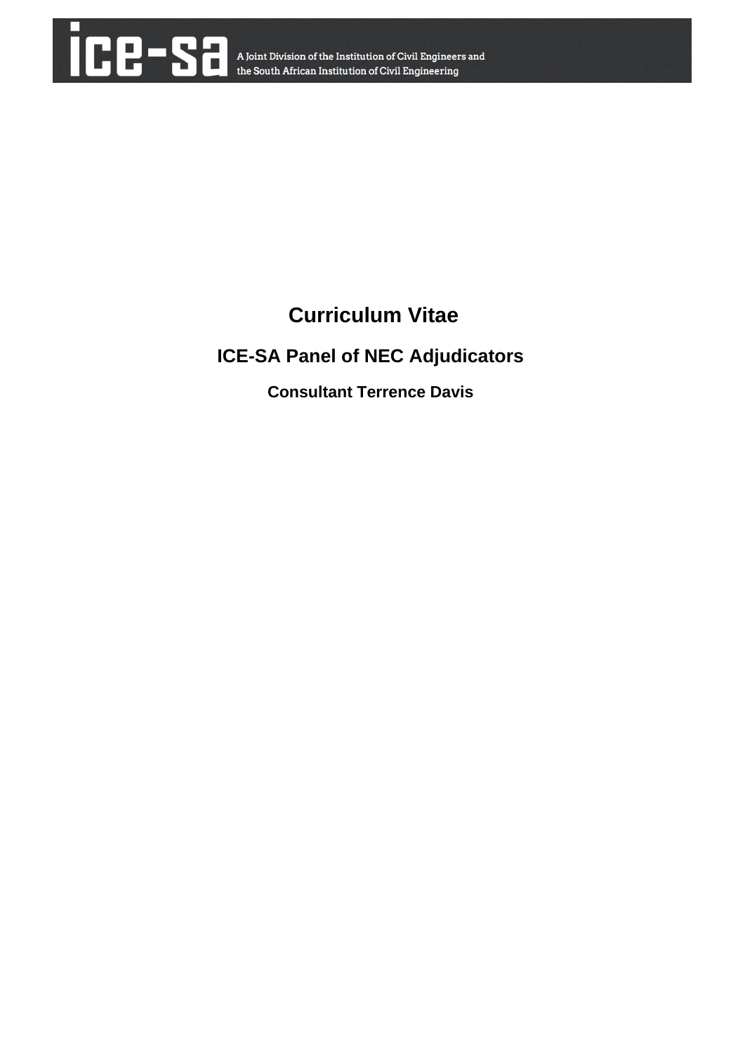ice-sa A Joint Division of the Institution of Civil Engineers and the South African Institution of Civil Engineering

# Curriculum Vitae

## ICE-SA Panel of NEC Adjudicators

### Consultant Terrence Davis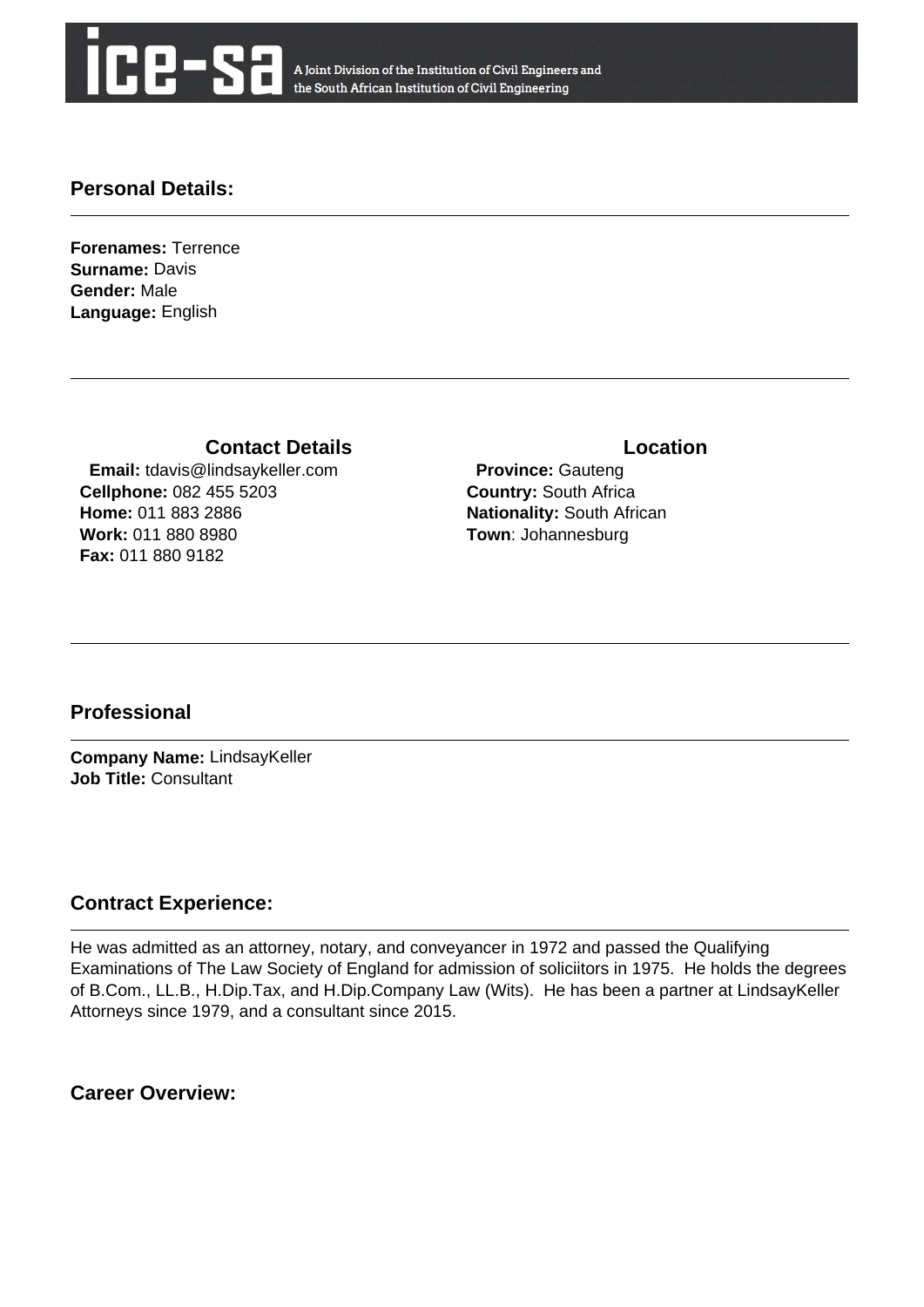## Personal Details:

**Forenames:** Terrence
**Surname:** Davis
**Gender:** Male
**Language:** English

---

### Contact Details

**Email:** tdavis@lindsaykeller.com
**Cellphone:** 082 455 5203
**Home:** 011 883 2886
**Work:** 011 880 8980
**Fax:** 011 880 9182

### Location

**Province:** Gauteng
**Country:** South Africa
**Nationality:** South African
**Town**: Johannesburg

---

## Professional

**Company Name:** LindsayKeller
**Job Title:** Consultant

## Contract Experience:

He was admitted as an attorney, notary, and conveyancer in 1972 and passed the Qualifying Examinations of The Law Society of England for admission of soliciitors in 1975. He holds the degrees of B.Com., LL.B., H.Dip.Tax, and H.Dip.Company Law (Wits). He has been a partner at LindsayKeller Attorneys since 1979, and a consultant since 2015.

## Career Overview: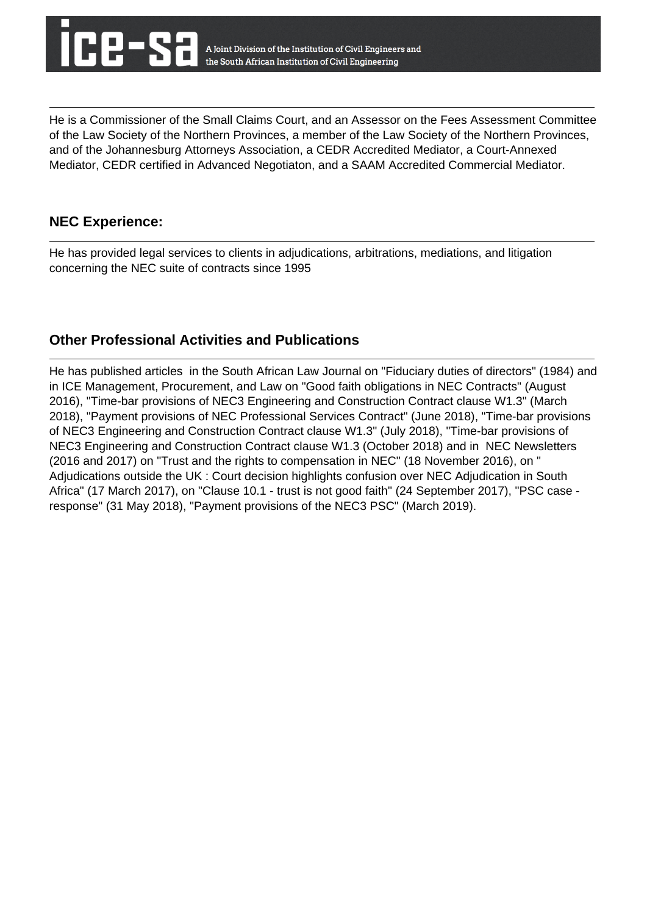He is a Commissioner of the Small Claims Court, and an Assessor on the Fees Assessment Committee of the Law Society of the Northern Provinces, a member of the Law Society of the Northern Provinces, and of the Johannesburg Attorneys Association, a CEDR Accredited Mediator, a Court-Annexed Mediator, CEDR certified in Advanced Negotiaton, and a SAAM Accredited Commercial Mediator.

## NEC Experience:

He has provided legal services to clients in adjudications, arbitrations, mediations, and litigation concerning the NEC suite of contracts since 1995

## Other Professional Activities and Publications

He has published articles in the South African Law Journal on "Fiduciary duties of directors" (1984) and in ICE Management, Procurement, and Law on "Good faith obligations in NEC Contracts" (August 2016), "Time-bar provisions of NEC3 Engineering and Construction Contract clause W1.3" (March 2018), "Payment provisions of NEC Professional Services Contract" (June 2018), "Time-bar provisions of NEC3 Engineering and Construction Contract clause W1.3" (July 2018), "Time-bar provisions of NEC3 Engineering and Construction Contract clause W1.3 (October 2018) and in NEC Newsletters (2016 and 2017) on "Trust and the rights to compensation in NEC" (18 November 2016), on " Adjudications outside the UK : Court decision highlights confusion over NEC Adjudication in South Africa" (17 March 2017), on "Clause 10.1 - trust is not good faith" (24 September 2017), "PSC case - response" (31 May 2018), "Payment provisions of the NEC3 PSC" (March 2019).